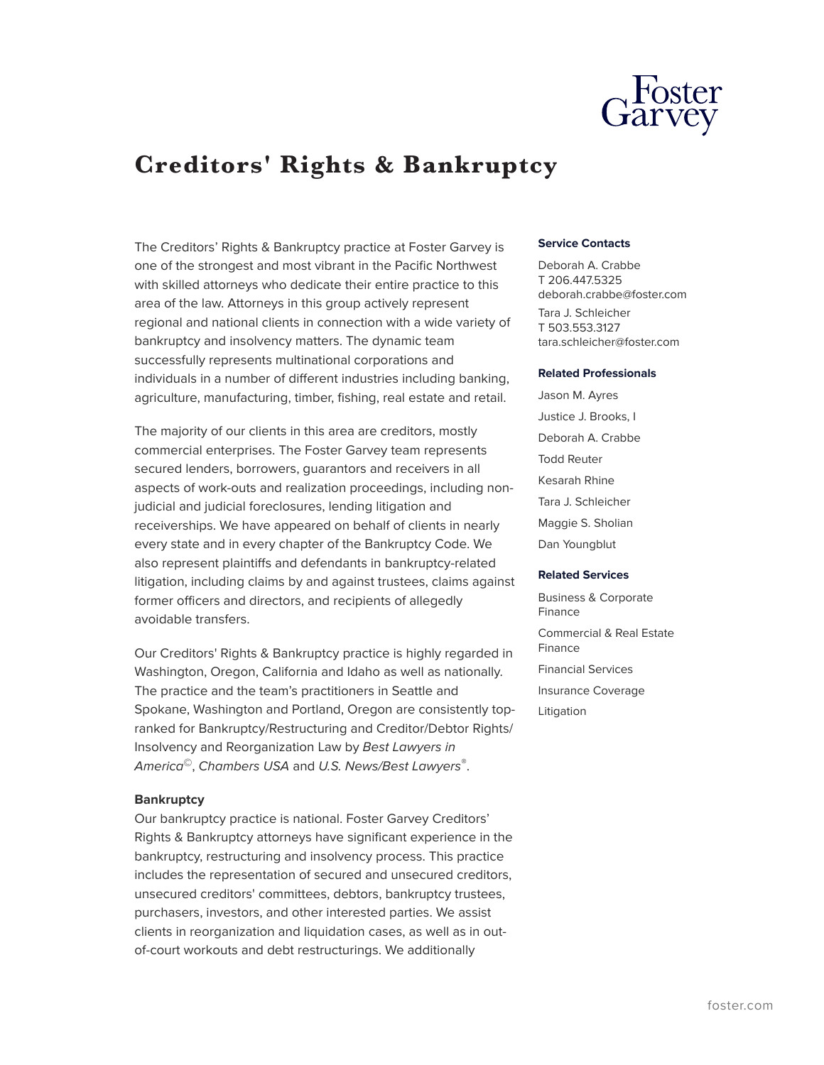# Creditors' Rights & Bankruptcy

The Creditors' Rights & Bankruptcy practice at Foster Garvey is one of the strongest and most vibrant in the Pacific Northwest with skilled attorneys who dedicate their entire practice to this area of the law. Attorneys in this group actively represent regional and national clients in connection with a wide variety of bankruptcy and insolvency matters. The dynamic team successfully represents multinational corporations and individuals in a number of different industries including banking, agriculture, manufacturing, timber, fishing, real estate and retail.

The majority of our clients in this area are creditors, mostly commercial enterprises. The Foster Garvey team represents secured lenders, borrowers, guarantors and receivers in all aspects of work-outs and realization proceedings, including non-judicial and judicial foreclosures, lending litigation and receiverships. We have appeared on behalf of clients in nearly every state and in every chapter of the Bankruptcy Code. We also represent plaintiffs and defendants in bankruptcy-related litigation, including claims by and against trustees, claims against former officers and directors, and recipients of allegedly avoidable transfers.

Our Creditors' Rights & Bankruptcy practice is highly regarded in Washington, Oregon, California and Idaho as well as nationally. The practice and the team's practitioners in Seattle and Spokane, Washington and Portland, Oregon are consistently top-ranked for Bankruptcy/Restructuring and Creditor/Debtor Rights/ Insolvency and Reorganization Law by *Best Lawyers in America*©, *Chambers USA* and *U.S. News/Best Lawyers*®.

**Bankruptcy**

Our bankruptcy practice is national. Foster Garvey Creditors' Rights & Bankruptcy attorneys have significant experience in the bankruptcy, restructuring and insolvency process. This practice includes the representation of secured and unsecured creditors, unsecured creditors' committees, debtors, bankruptcy trustees, purchasers, investors, and other interested parties. We assist clients in reorganization and liquidation cases, as well as in out-of-court workouts and debt restructurings. We additionally

**Service Contacts**

Deborah A. Crabbe
T 206.447.5325
deborah.crabbe@foster.com

Tara J. Schleicher
T 503.553.3127
tara.schleicher@foster.com

**Related Professionals**

Jason M. Ayres

Justice J. Brooks, I

Deborah A. Crabbe

Todd Reuter

Kesarah Rhine

Tara J. Schleicher

Maggie S. Sholian

Dan Youngblut

**Related Services**

Business & Corporate Finance

Commercial & Real Estate Finance

Financial Services

Insurance Coverage

Litigation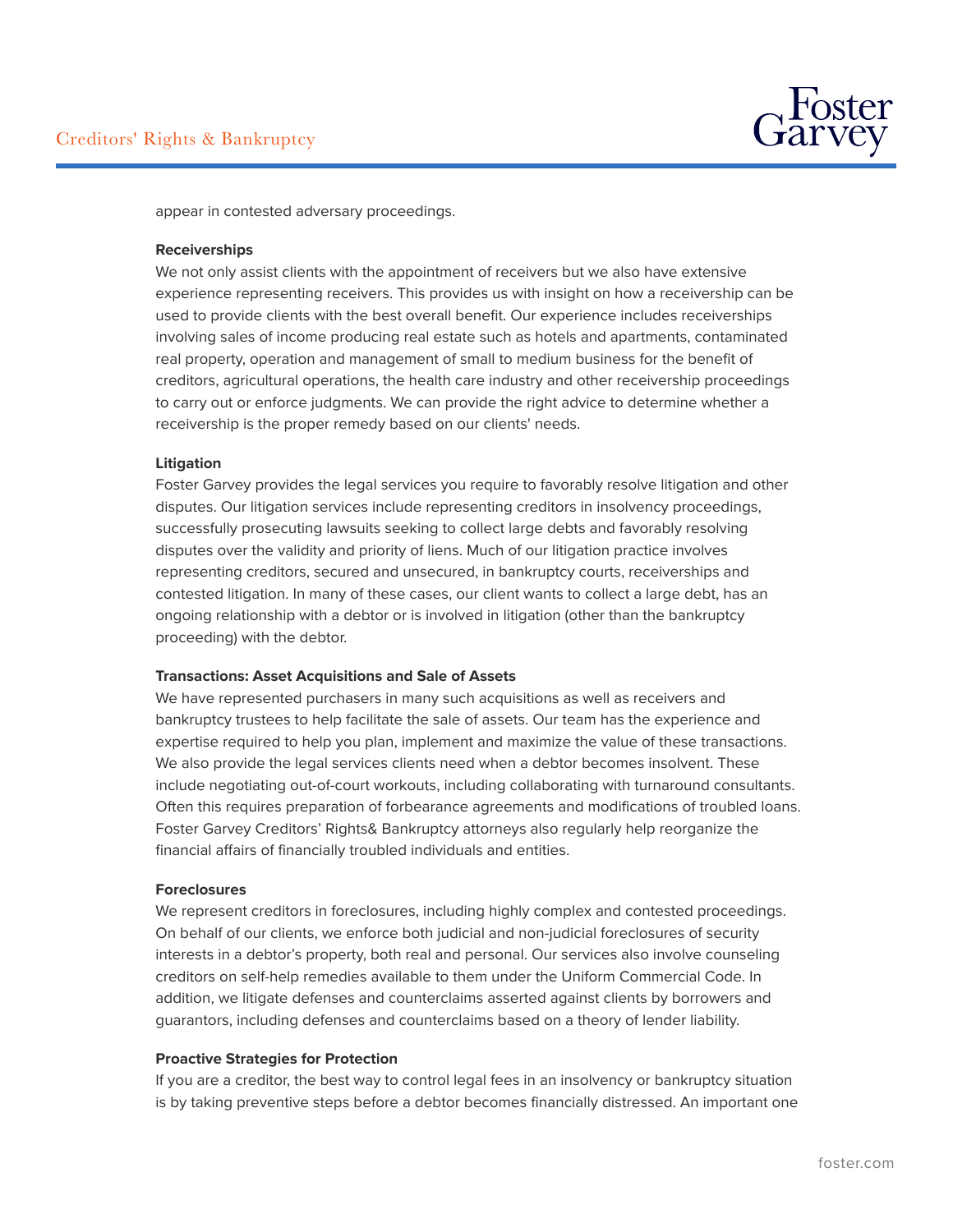appear in contested adversary proceedings.

**Receiverships**

We not only assist clients with the appointment of receivers but we also have extensive experience representing receivers. This provides us with insight on how a receivership can be used to provide clients with the best overall benefit. Our experience includes receiverships involving sales of income producing real estate such as hotels and apartments, contaminated real property, operation and management of small to medium business for the benefit of creditors, agricultural operations, the health care industry and other receivership proceedings to carry out or enforce judgments. We can provide the right advice to determine whether a receivership is the proper remedy based on our clients' needs.

**Litigation**

Foster Garvey provides the legal services you require to favorably resolve litigation and other disputes. Our litigation services include representing creditors in insolvency proceedings, successfully prosecuting lawsuits seeking to collect large debts and favorably resolving disputes over the validity and priority of liens. Much of our litigation practice involves representing creditors, secured and unsecured, in bankruptcy courts, receiverships and contested litigation. In many of these cases, our client wants to collect a large debt, has an ongoing relationship with a debtor or is involved in litigation (other than the bankruptcy proceeding) with the debtor.

**Transactions: Asset Acquisitions and Sale of Assets**

We have represented purchasers in many such acquisitions as well as receivers and bankruptcy trustees to help facilitate the sale of assets. Our team has the experience and expertise required to help you plan, implement and maximize the value of these transactions. We also provide the legal services clients need when a debtor becomes insolvent. These include negotiating out-of-court workouts, including collaborating with turnaround consultants. Often this requires preparation of forbearance agreements and modifications of troubled loans. Foster Garvey Creditors' Rights& Bankruptcy attorneys also regularly help reorganize the financial affairs of financially troubled individuals and entities.

**Foreclosures**

We represent creditors in foreclosures, including highly complex and contested proceedings. On behalf of our clients, we enforce both judicial and non-judicial foreclosures of security interests in a debtor's property, both real and personal. Our services also involve counseling creditors on self-help remedies available to them under the Uniform Commercial Code. In addition, we litigate defenses and counterclaims asserted against clients by borrowers and guarantors, including defenses and counterclaims based on a theory of lender liability.

**Proactive Strategies for Protection**

If you are a creditor, the best way to control legal fees in an insolvency or bankruptcy situation is by taking preventive steps before a debtor becomes financially distressed. An important one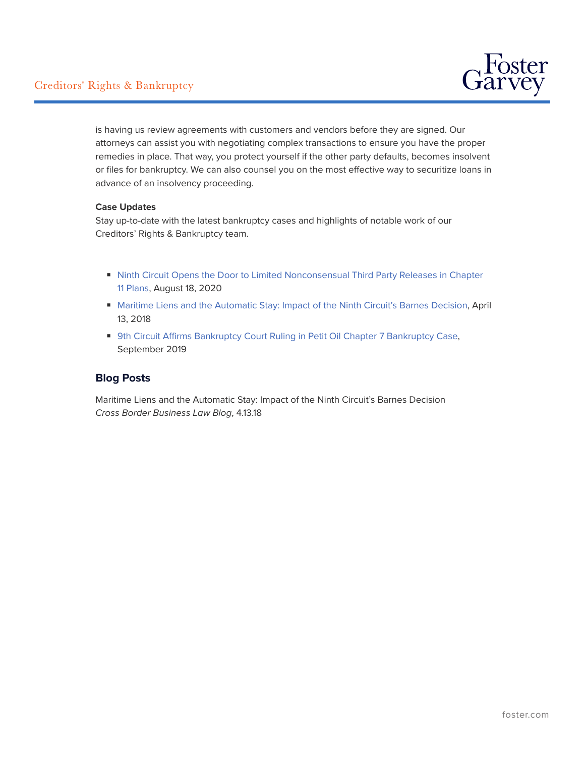is having us review agreements with customers and vendors before they are signed. Our attorneys can assist you with negotiating complex transactions to ensure you have the proper remedies in place. That way, you protect yourself if the other party defaults, becomes insolvent or files for bankruptcy. We can also counsel you on the most effective way to securitize loans in advance of an insolvency proceeding.

**Case Updates**

Stay up-to-date with the latest bankruptcy cases and highlights of notable work of our Creditors’ Rights & Bankruptcy team.

- Ninth Circuit Opens the Door to Limited Nonconsensual Third Party Releases in Chapter 11 Plans, August 18, 2020
- Maritime Liens and the Automatic Stay: Impact of the Ninth Circuit’s Barnes Decision, April 13, 2018
- 9th Circuit Affirms Bankruptcy Court Ruling in Petit Oil Chapter 7 Bankruptcy Case, September 2019

## Blog Posts

Maritime Liens and the Automatic Stay: Impact of the Ninth Circuit’s Barnes Decision
*Cross Border Business Law Blog*, 4.13.18